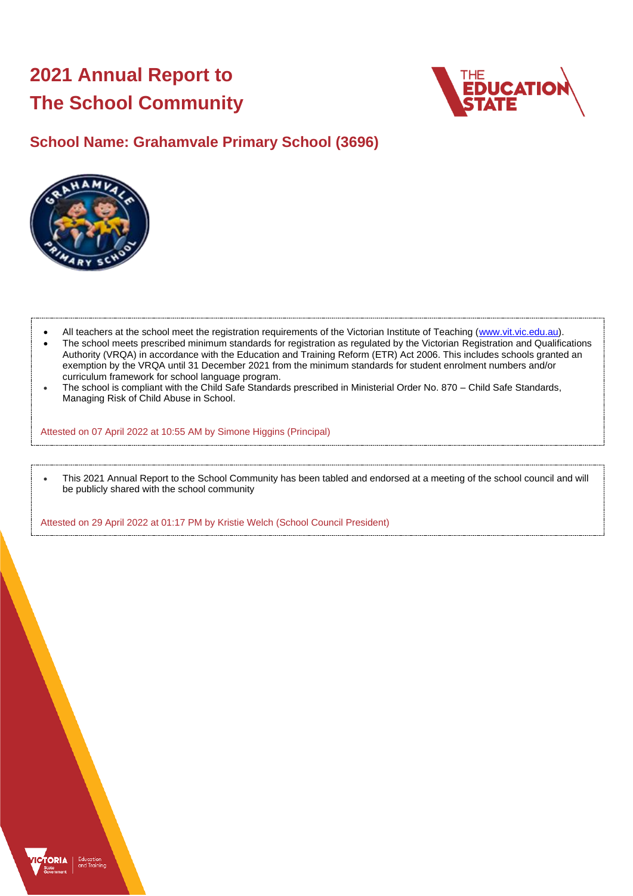# 2021 Annual Report to The School Community

## School Name: Grahamvale Primary School (3696)

- All teachers at the school meet the registration requirements of the Victorian Institute of Teaching (www.vit.vic.edu.au).
- The school meets prescribed minimum standards for registration as regulated by the Victorian Registration and Qualifications Authority (VRQA) in accordance with the Education and Training Reform (ETR) Act 2006. This includes schools granted an exemption by the VRQA until 31 December 2021 from the minimum standards for student enrolment numbers and/or curriculum framework for school language program.
- The school is compliant with the Child Safe Standards prescribed in Ministerial Order No. 870 – Child Safe Standards, Managing Risk of Child Abuse in School.

Attested on 07 April 2022 at 10:55 AM by Simone Higgins (Principal)

- This 2021 Annual Report to the School Community has been tabled and endorsed at a meeting of the school council and will be publicly shared with the school community

Attested on 29 April 2022 at 01:17 PM by Kristie Welch (School Council President)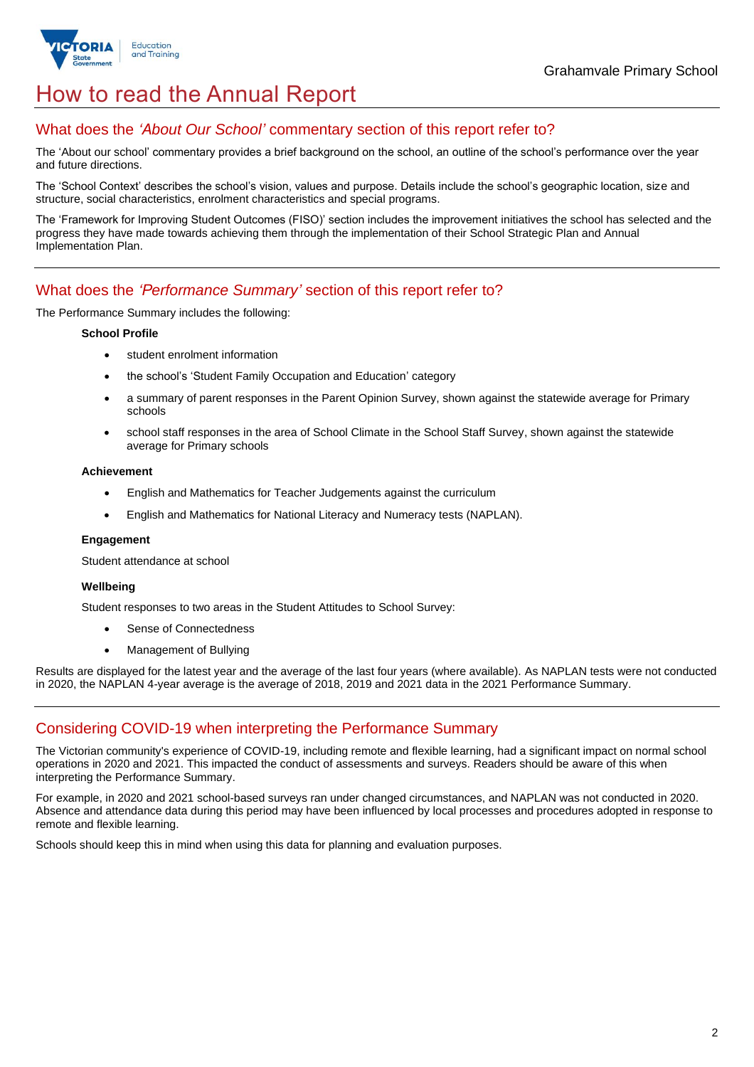# How to read the Annual Report

## What does the *'About Our School'* commentary section of this report refer to?

The 'About our school' commentary provides a brief background on the school, an outline of the school's performance over the year and future directions.

The 'School Context' describes the school's vision, values and purpose. Details include the school's geographic location, size and structure, social characteristics, enrolment characteristics and special programs.

The 'Framework for Improving Student Outcomes (FISO)' section includes the improvement initiatives the school has selected and the progress they have made towards achieving them through the implementation of their School Strategic Plan and Annual Implementation Plan.

## What does the *'Performance Summary'* section of this report refer to?

The Performance Summary includes the following:

**School Profile**

- student enrolment information
- the school's 'Student Family Occupation and Education' category
- a summary of parent responses in the Parent Opinion Survey, shown against the statewide average for Primary schools
- school staff responses in the area of School Climate in the School Staff Survey, shown against the statewide average for Primary schools

**Achievement**

- English and Mathematics for Teacher Judgements against the curriculum
- English and Mathematics for National Literacy and Numeracy tests (NAPLAN).

**Engagement**

Student attendance at school

**Wellbeing**

Student responses to two areas in the Student Attitudes to School Survey:

- Sense of Connectedness
- Management of Bullying

Results are displayed for the latest year and the average of the last four years (where available). As NAPLAN tests were not conducted in 2020, the NAPLAN 4-year average is the average of 2018, 2019 and 2021 data in the 2021 Performance Summary.

## Considering COVID-19 when interpreting the Performance Summary

The Victorian community's experience of COVID-19, including remote and flexible learning, had a significant impact on normal school operations in 2020 and 2021. This impacted the conduct of assessments and surveys. Readers should be aware of this when interpreting the Performance Summary.

For example, in 2020 and 2021 school-based surveys ran under changed circumstances, and NAPLAN was not conducted in 2020. Absence and attendance data during this period may have been influenced by local processes and procedures adopted in response to remote and flexible learning.

Schools should keep this in mind when using this data for planning and evaluation purposes.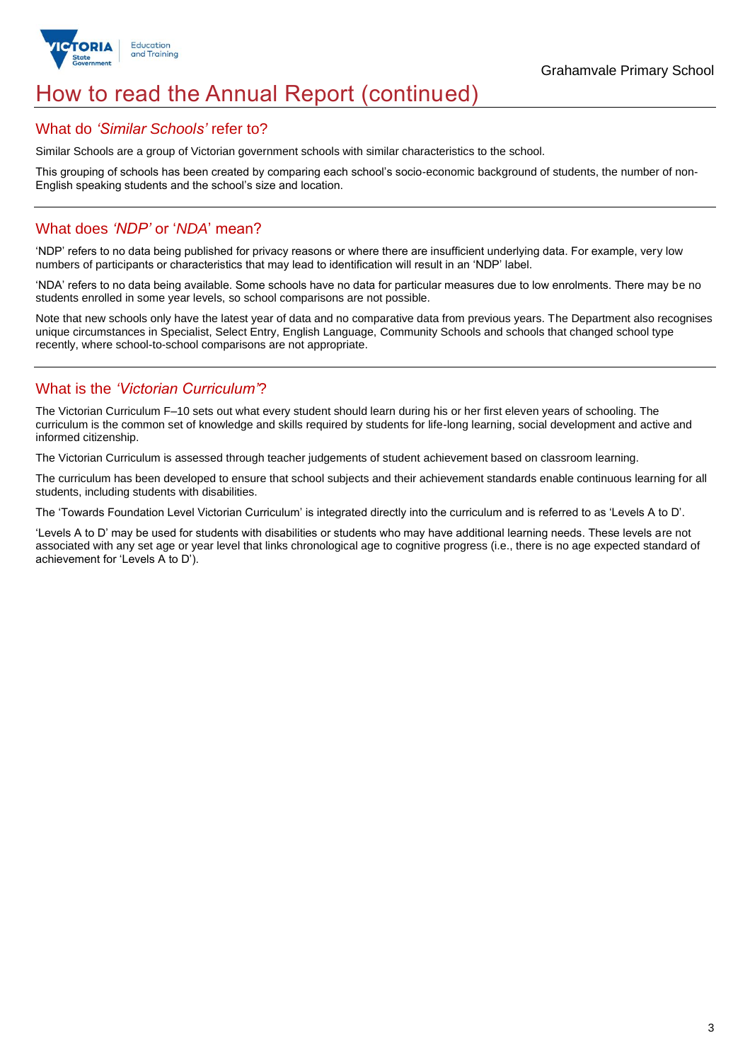# How to read the Annual Report (continued)

## What do *'Similar Schools'* refer to?

Similar Schools are a group of Victorian government schools with similar characteristics to the school.

This grouping of schools has been created by comparing each school's socio-economic background of students, the number of non-English speaking students and the school's size and location.

## What does *'NDP'* or '*NDA*' mean?

'NDP' refers to no data being published for privacy reasons or where there are insufficient underlying data. For example, very low numbers of participants or characteristics that may lead to identification will result in an 'NDP' label.

'NDA' refers to no data being available. Some schools have no data for particular measures due to low enrolments. There may be no students enrolled in some year levels, so school comparisons are not possible.

Note that new schools only have the latest year of data and no comparative data from previous years. The Department also recognises unique circumstances in Specialist, Select Entry, English Language, Community Schools and schools that changed school type recently, where school-to-school comparisons are not appropriate.

## What is the *'Victorian Curriculum'*?

The Victorian Curriculum F–10 sets out what every student should learn during his or her first eleven years of schooling. The curriculum is the common set of knowledge and skills required by students for life-long learning, social development and active and informed citizenship.

The Victorian Curriculum is assessed through teacher judgements of student achievement based on classroom learning.

The curriculum has been developed to ensure that school subjects and their achievement standards enable continuous learning for all students, including students with disabilities.

The 'Towards Foundation Level Victorian Curriculum' is integrated directly into the curriculum and is referred to as 'Levels A to D'.

'Levels A to D' may be used for students with disabilities or students who may have additional learning needs. These levels are not associated with any set age or year level that links chronological age to cognitive progress (i.e., there is no age expected standard of achievement for 'Levels A to D').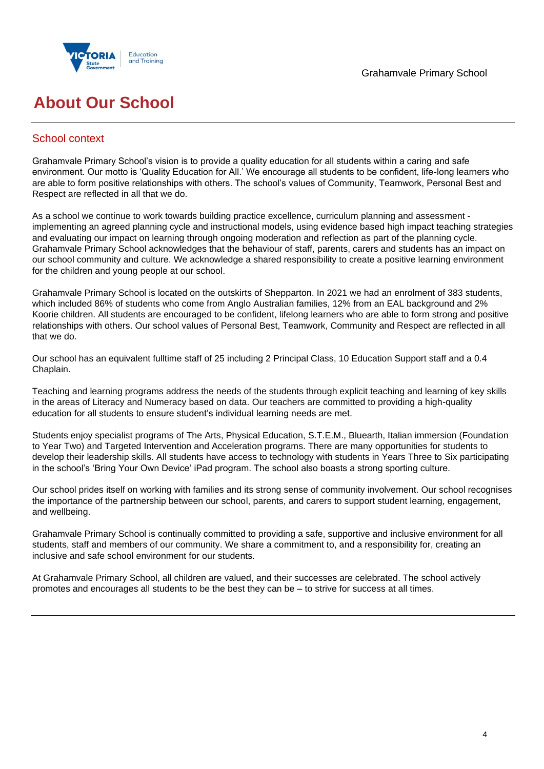# About Our School

## School context

Grahamvale Primary School's vision is to provide a quality education for all students within a caring and safe environment. Our motto is 'Quality Education for All.' We encourage all students to be confident, life-long learners who are able to form positive relationships with others. The school's values of Community, Teamwork, Personal Best and Respect are reflected in all that we do.

As a school we continue to work towards building practice excellence, curriculum planning and assessment - implementing an agreed planning cycle and instructional models, using evidence based high impact teaching strategies and evaluating our impact on learning through ongoing moderation and reflection as part of the planning cycle. Grahamvale Primary School acknowledges that the behaviour of staff, parents, carers and students has an impact on our school community and culture. We acknowledge a shared responsibility to create a positive learning environment for the children and young people at our school.

Grahamvale Primary School is located on the outskirts of Shepparton. In 2021 we had an enrolment of 383 students, which included 86% of students who come from Anglo Australian families, 12% from an EAL background and 2% Koorie children. All students are encouraged to be confident, lifelong learners who are able to form strong and positive relationships with others. Our school values of Personal Best, Teamwork, Community and Respect are reflected in all that we do.

Our school has an equivalent fulltime staff of 25 including 2 Principal Class, 10 Education Support staff and a 0.4 Chaplain.

Teaching and learning programs address the needs of the students through explicit teaching and learning of key skills in the areas of Literacy and Numeracy based on data. Our teachers are committed to providing a high-quality education for all students to ensure student's individual learning needs are met.

Students enjoy specialist programs of The Arts, Physical Education, S.T.E.M., Bluearth, Italian immersion (Foundation to Year Two) and Targeted Intervention and Acceleration programs. There are many opportunities for students to develop their leadership skills. All students have access to technology with students in Years Three to Six participating in the school's 'Bring Your Own Device' iPad program. The school also boasts a strong sporting culture.

Our school prides itself on working with families and its strong sense of community involvement. Our school recognises the importance of the partnership between our school, parents, and carers to support student learning, engagement, and wellbeing.

Grahamvale Primary School is continually committed to providing a safe, supportive and inclusive environment for all students, staff and members of our community. We share a commitment to, and a responsibility for, creating an inclusive and safe school environment for our students.

At Grahamvale Primary School, all children are valued, and their successes are celebrated. The school actively promotes and encourages all students to be the best they can be – to strive for success at all times.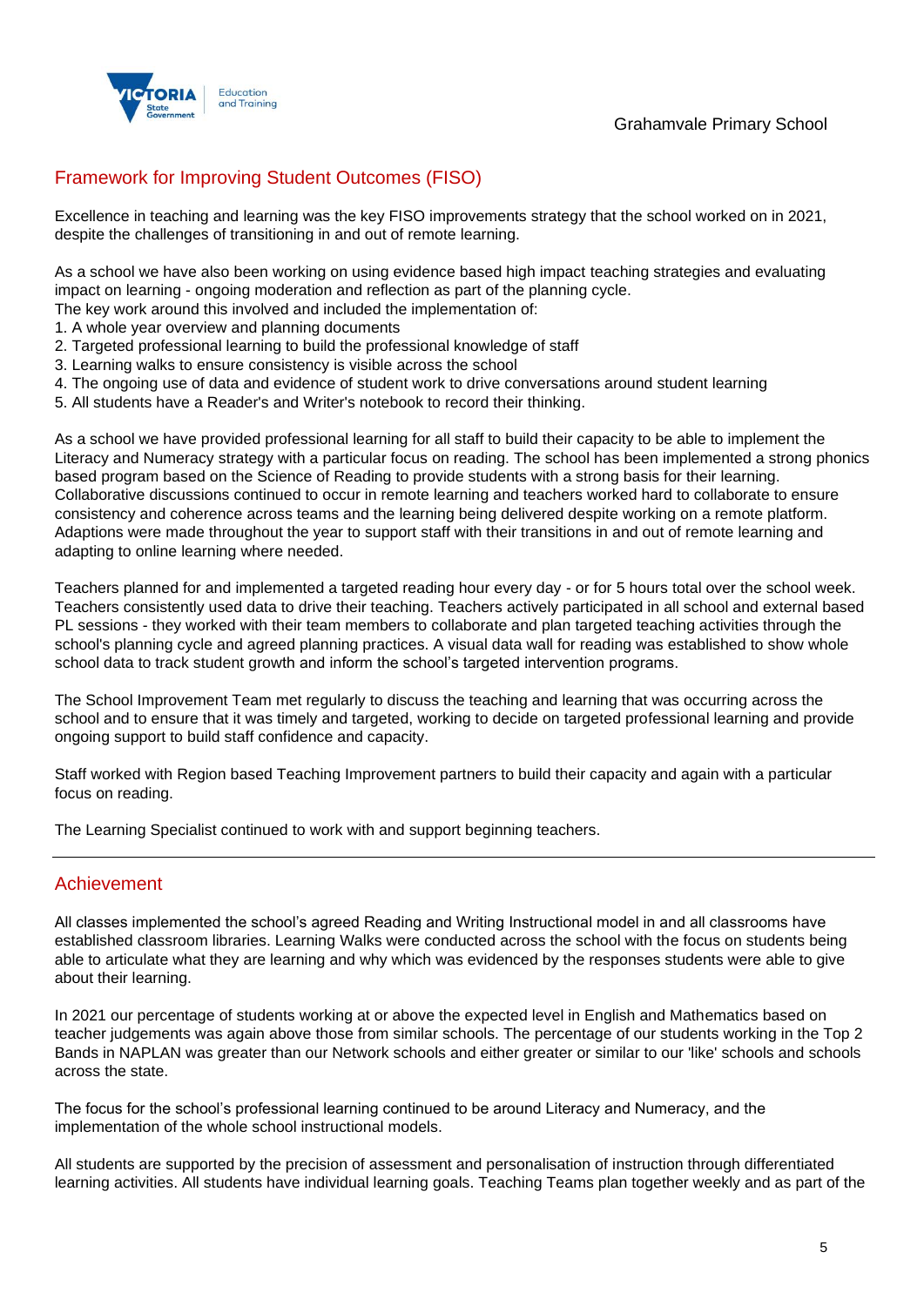## Framework for Improving Student Outcomes (FISO)

Excellence in teaching and learning was the key FISO improvements strategy that the school worked on in 2021, despite the challenges of transitioning in and out of remote learning.

As a school we have also been working on using evidence based high impact teaching strategies and evaluating impact on learning - ongoing moderation and reflection as part of the planning cycle.
The key work around this involved and included the implementation of:
1. A whole year overview and planning documents
2. Targeted professional learning to build the professional knowledge of staff
3. Learning walks to ensure consistency is visible across the school
4. The ongoing use of data and evidence of student work to drive conversations around student learning
5. All students have a Reader's and Writer's notebook to record their thinking.

As a school we have provided professional learning for all staff to build their capacity to be able to implement the Literacy and Numeracy strategy with a particular focus on reading. The school has been implemented a strong phonics based program based on the Science of Reading to provide students with a strong basis for their learning. Collaborative discussions continued to occur in remote learning and teachers worked hard to collaborate to ensure consistency and coherence across teams and the learning being delivered despite working on a remote platform. Adaptions were made throughout the year to support staff with their transitions in and out of remote learning and adapting to online learning where needed.

Teachers planned for and implemented a targeted reading hour every day - or for 5 hours total over the school week. Teachers consistently used data to drive their teaching. Teachers actively participated in all school and external based PL sessions - they worked with their team members to collaborate and plan targeted teaching activities through the school's planning cycle and agreed planning practices. A visual data wall for reading was established to show whole school data to track student growth and inform the school's targeted intervention programs.

The School Improvement Team met regularly to discuss the teaching and learning that was occurring across the school and to ensure that it was timely and targeted, working to decide on targeted professional learning and provide ongoing support to build staff confidence and capacity.

Staff worked with Region based Teaching Improvement partners to build their capacity and again with a particular focus on reading.

The Learning Specialist continued to work with and support beginning teachers.

## Achievement

All classes implemented the school's agreed Reading and Writing Instructional model in and all classrooms have established classroom libraries. Learning Walks were conducted across the school with the focus on students being able to articulate what they are learning and why which was evidenced by the responses students were able to give about their learning.

In 2021 our percentage of students working at or above the expected level in English and Mathematics based on teacher judgements was again above those from similar schools. The percentage of our students working in the Top 2 Bands in NAPLAN was greater than our Network schools and either greater or similar to our 'like' schools and schools across the state.

The focus for the school's professional learning continued to be around Literacy and Numeracy, and the implementation of the whole school instructional models.

All students are supported by the precision of assessment and personalisation of instruction through differentiated learning activities. All students have individual learning goals. Teaching Teams plan together weekly and as part of the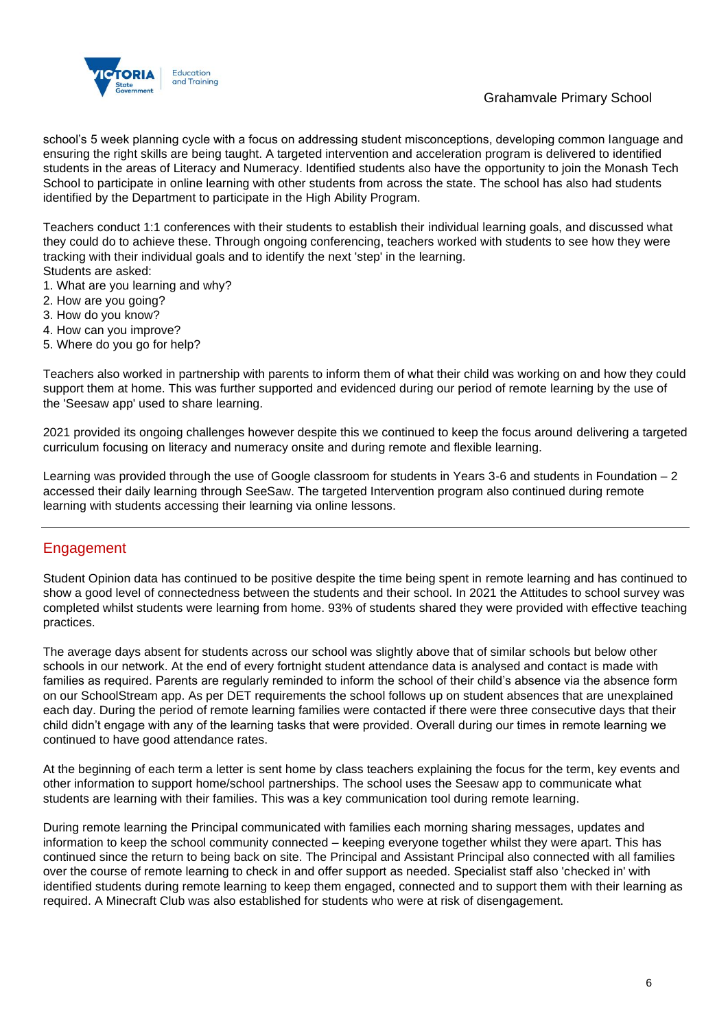school's 5 week planning cycle with a focus on addressing student misconceptions, developing common language and ensuring the right skills are being taught. A targeted intervention and acceleration program is delivered to identified students in the areas of Literacy and Numeracy. Identified students also have the opportunity to join the Monash Tech School to participate in online learning with other students from across the state. The school has also had students identified by the Department to participate in the High Ability Program.

Teachers conduct 1:1 conferences with their students to establish their individual learning goals, and discussed what they could do to achieve these. Through ongoing conferencing, teachers worked with students to see how they were tracking with their individual goals and to identify the next 'step' in the learning.
Students are asked:
1. What are you learning and why?
2. How are you going?
3. How do you know?
4. How can you improve?
5. Where do you go for help?

Teachers also worked in partnership with parents to inform them of what their child was working on and how they could support them at home. This was further supported and evidenced during our period of remote learning by the use of the 'Seesaw app' used to share learning.

2021 provided its ongoing challenges however despite this we continued to keep the focus around delivering a targeted curriculum focusing on literacy and numeracy onsite and during remote and flexible learning.

Learning was provided through the use of Google classroom for students in Years 3-6 and students in Foundation – 2 accessed their daily learning through SeeSaw. The targeted Intervention program also continued during remote learning with students accessing their learning via online lessons.

## Engagement

Student Opinion data has continued to be positive despite the time being spent in remote learning and has continued to show a good level of connectedness between the students and their school. In 2021 the Attitudes to school survey was completed whilst students were learning from home. 93% of students shared they were provided with effective teaching practices.

The average days absent for students across our school was slightly above that of similar schools but below other schools in our network. At the end of every fortnight student attendance data is analysed and contact is made with families as required. Parents are regularly reminded to inform the school of their child's absence via the absence form on our SchoolStream app. As per DET requirements the school follows up on student absences that are unexplained each day. During the period of remote learning families were contacted if there were three consecutive days that their child didn't engage with any of the learning tasks that were provided. Overall during our times in remote learning we continued to have good attendance rates.

At the beginning of each term a letter is sent home by class teachers explaining the focus for the term, key events and other information to support home/school partnerships. The school uses the Seesaw app to communicate what students are learning with their families. This was a key communication tool during remote learning.

During remote learning the Principal communicated with families each morning sharing messages, updates and information to keep the school community connected – keeping everyone together whilst they were apart. This has continued since the return to being back on site. The Principal and Assistant Principal also connected with all families over the course of remote learning to check in and offer support as needed. Specialist staff also 'checked in' with identified students during remote learning to keep them engaged, connected and to support them with their learning as required. A Minecraft Club was also established for students who were at risk of disengagement.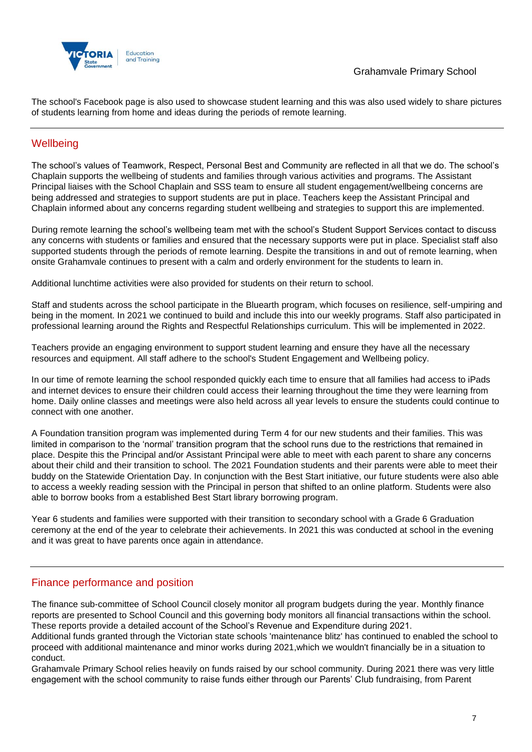The school's Facebook page is also used to showcase student learning and this was also used widely to share pictures of students learning from home and ideas during the periods of remote learning.

## Wellbeing

The school's values of Teamwork, Respect, Personal Best and Community are reflected in all that we do. The school's Chaplain supports the wellbeing of students and families through various activities and programs. The Assistant Principal liaises with the School Chaplain and SSS team to ensure all student engagement/wellbeing concerns are being addressed and strategies to support students are put in place. Teachers keep the Assistant Principal and Chaplain informed about any concerns regarding student wellbeing and strategies to support this are implemented.

During remote learning the school's wellbeing team met with the school's Student Support Services contact to discuss any concerns with students or families and ensured that the necessary supports were put in place. Specialist staff also supported students through the periods of remote learning. Despite the transitions in and out of remote learning, when onsite Grahamvale continues to present with a calm and orderly environment for the students to learn in.

Additional lunchtime activities were also provided for students on their return to school.

Staff and students across the school participate in the Bluearth program, which focuses on resilience, self-umpiring and being in the moment. In 2021 we continued to build and include this into our weekly programs. Staff also participated in professional learning around the Rights and Respectful Relationships curriculum. This will be implemented in 2022.

Teachers provide an engaging environment to support student learning and ensure they have all the necessary resources and equipment. All staff adhere to the school's Student Engagement and Wellbeing policy.

In our time of remote learning the school responded quickly each time to ensure that all families had access to iPads and internet devices to ensure their children could access their learning throughout the time they were learning from home. Daily online classes and meetings were also held across all year levels to ensure the students could continue to connect with one another.

A Foundation transition program was implemented during Term 4 for our new students and their families. This was limited in comparison to the 'normal' transition program that the school runs due to the restrictions that remained in place. Despite this the Principal and/or Assistant Principal were able to meet with each parent to share any concerns about their child and their transition to school. The 2021 Foundation students and their parents were able to meet their buddy on the Statewide Orientation Day. In conjunction with the Best Start initiative, our future students were also able to access a weekly reading session with the Principal in person that shifted to an online platform. Students were also able to borrow books from a established Best Start library borrowing program.

Year 6 students and families were supported with their transition to secondary school with a Grade 6 Graduation ceremony at the end of the year to celebrate their achievements. In 2021 this was conducted at school in the evening and it was great to have parents once again in attendance.

## Finance performance and position

The finance sub-committee of School Council closely monitor all program budgets during the year. Monthly finance reports are presented to School Council and this governing body monitors all financial transactions within the school. These reports provide a detailed account of the School's Revenue and Expenditure during 2021.
Additional funds granted through the Victorian state schools 'maintenance blitz' has continued to enabled the school to proceed with additional maintenance and minor works during 2021,which we wouldn't financially be in a situation to conduct.
Grahamvale Primary School relies heavily on funds raised by our school community. During 2021 there was very little engagement with the school community to raise funds either through our Parents' Club fundraising, from Parent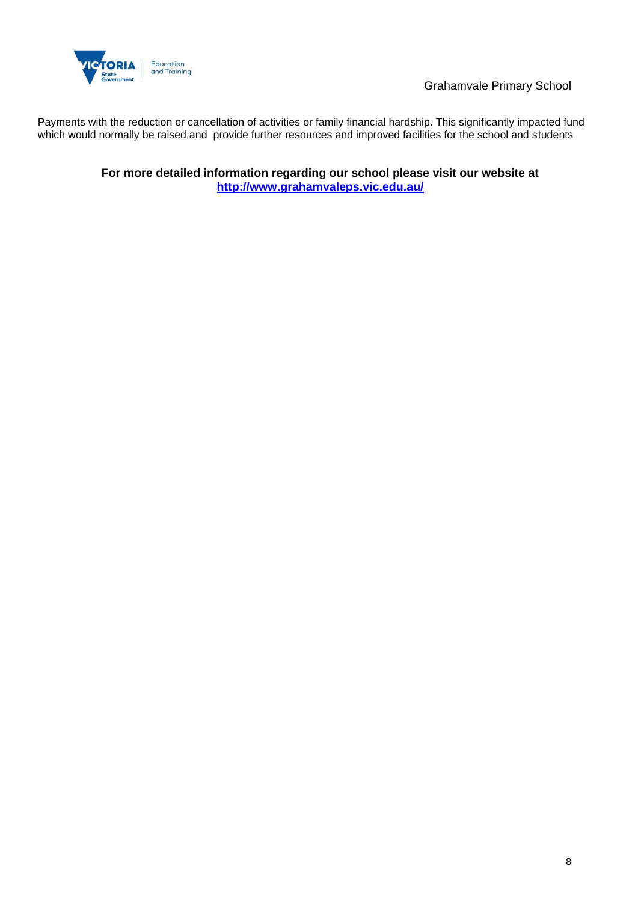Payments with the reduction or cancellation of activities or family financial hardship. This significantly impacted fund which would normally be raised and  provide further resources and improved facilities for the school and students

**For more detailed information regarding our school please visit our website at [http://www.grahamvaleps.vic.edu.au/](http://www.grahamvaleps.vic.edu.au/)**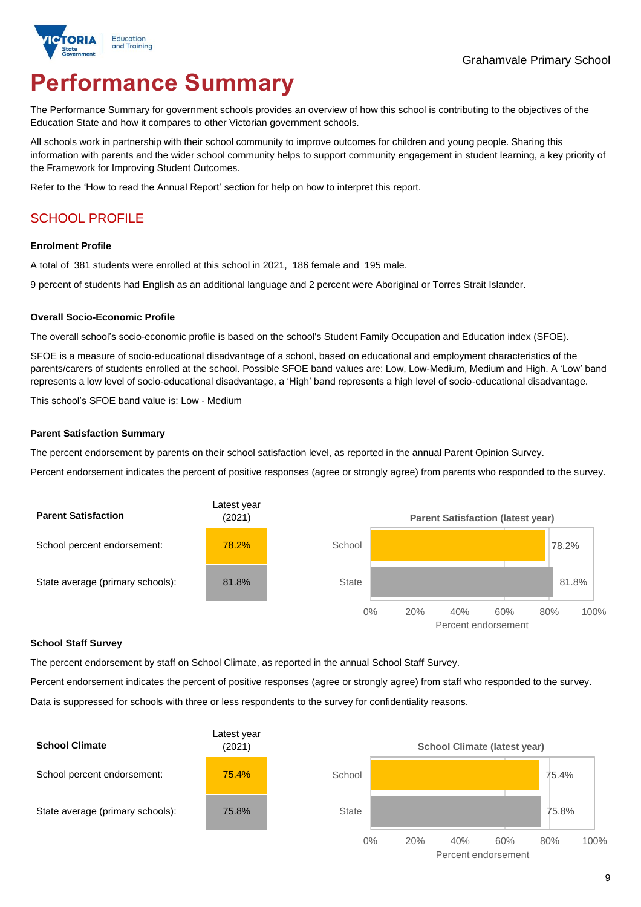# Performance Summary

The Performance Summary for government schools provides an overview of how this school is contributing to the objectives of the Education State and how it compares to other Victorian government schools.

All schools work in partnership with their school community to improve outcomes for children and young people. Sharing this information with parents and the wider school community helps to support community engagement in student learning, a key priority of the Framework for Improving Student Outcomes.

Refer to the 'How to read the Annual Report' section for help on how to interpret this report.

## SCHOOL PROFILE

### Enrolment Profile

A total of 381 students were enrolled at this school in 2021, 186 female and 195 male.

9 percent of students had English as an additional language and 2 percent were Aboriginal or Torres Strait Islander.

### Overall Socio-Economic Profile

The overall school's socio-economic profile is based on the school's Student Family Occupation and Education index (SFOE).

SFOE is a measure of socio-educational disadvantage of a school, based on educational and employment characteristics of the parents/carers of students enrolled at the school. Possible SFOE band values are: Low, Low-Medium, Medium and High. A 'Low' band represents a low level of socio-educational disadvantage, a 'High' band represents a high level of socio-educational disadvantage.

This school's SFOE band value is: Low - Medium

### Parent Satisfaction Summary

The percent endorsement by parents on their school satisfaction level, as reported in the annual Parent Opinion Survey.

Percent endorsement indicates the percent of positive responses (agree or strongly agree) from parents who responded to the survey.

| Parent Satisfaction | Latest year (2021) |
|---|---|
| School percent endorsement: | 78.2% |
| State average (primary schools): | 81.8% |

**Parent Satisfaction (latest year)**

| | Percent endorsement |
|---|---|
| School | 78.2% |
| State | 81.8% |

### School Staff Survey

The percent endorsement by staff on School Climate, as reported in the annual School Staff Survey.

Percent endorsement indicates the percent of positive responses (agree or strongly agree) from staff who responded to the survey.

Data is suppressed for schools with three or less respondents to the survey for confidentiality reasons.

| School Climate | Latest year (2021) |
|---|---|
| School percent endorsement: | 75.4% |
| State average (primary schools): | 75.8% |

**School Climate (latest year)**

| | Percent endorsement |
|---|---|
| School | 75.4% |
| State | 75.8% |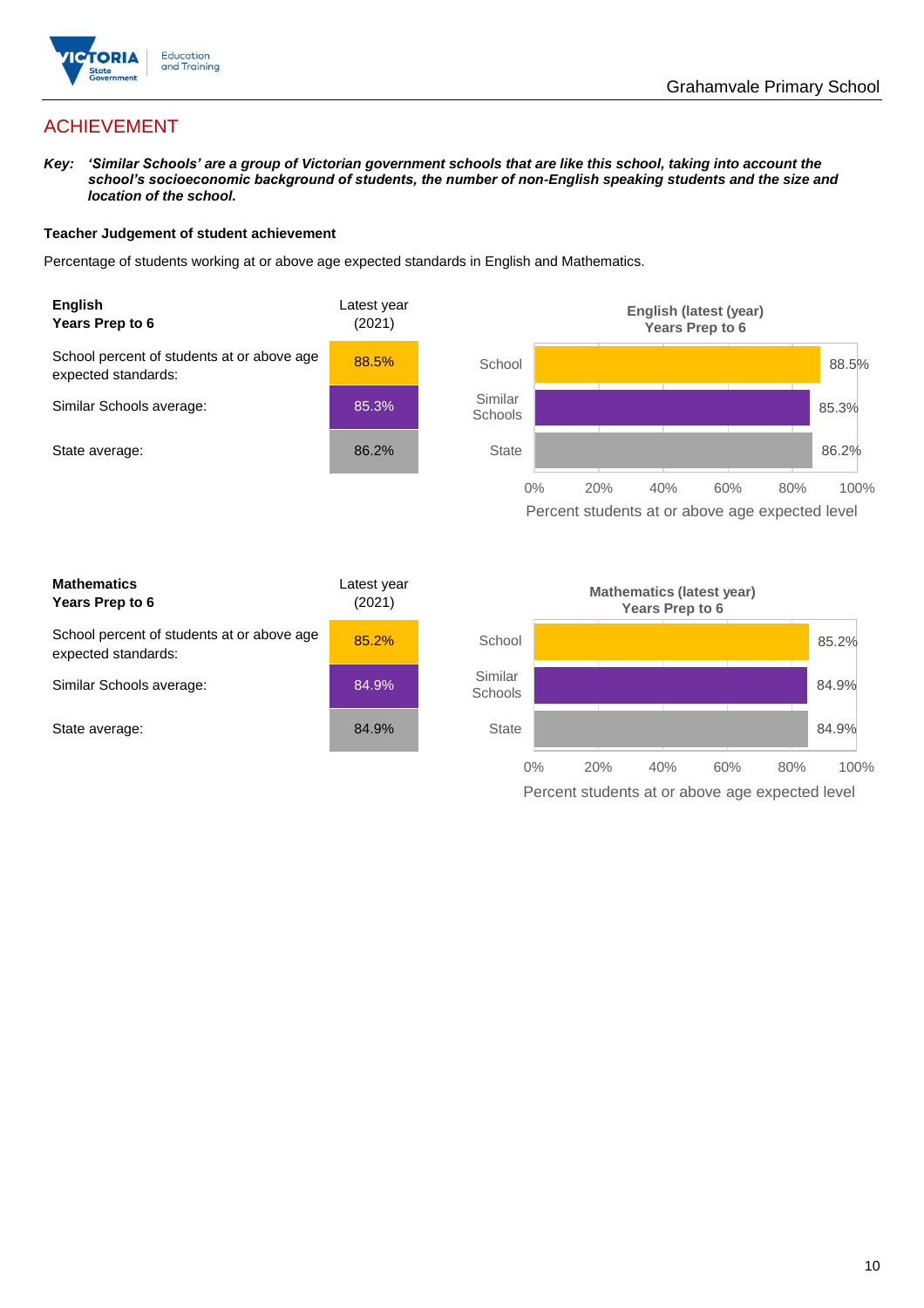# ACHIEVEMENT

***Key:** 'Similar Schools' are a group of Victorian government schools that are like this school, taking into account the school's socioeconomic background of students, the number of non-English speaking students and the size and location of the school.*

**Teacher Judgement of student achievement**

Percentage of students working at or above age expected standards in English and Mathematics.

| **English** **Years Prep to 6** | Latest year (2021) |
|---|---|
| School percent of students at or above age expected standards: | 88.5% |
| Similar Schools average: | 85.3% |
| State average: | 86.2% |

**English (latest (year) Years Prep to 6**

| | Percent students at or above age expected level |
|---|---|
| School | 88.5% |
| Similar Schools | 85.3% |
| State | 86.2% |

| **Mathematics** **Years Prep to 6** | Latest year (2021) |
|---|---|
| School percent of students at or above age expected standards: | 85.2% |
| Similar Schools average: | 84.9% |
| State average: | 84.9% |

**Mathematics (latest year) Years Prep to 6**

| | Percent students at or above age expected level |
|---|---|
| School | 85.2% |
| Similar Schools | 84.9% |
| State | 84.9% |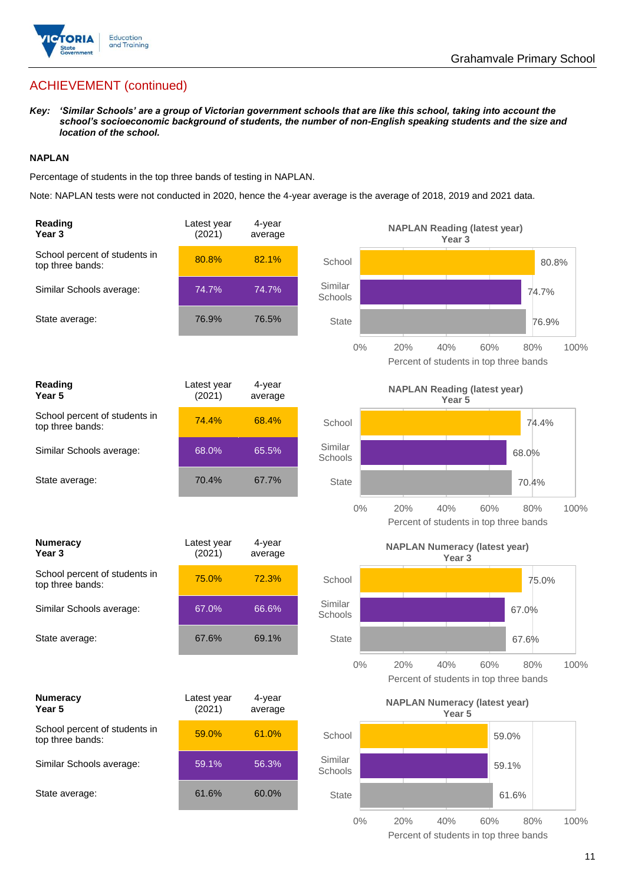## ACHIEVEMENT (continued)

***Key:*** ***'Similar Schools' are a group of Victorian government schools that are like this school, taking into account the school's socioeconomic background of students, the number of non-English speaking students and the size and location of the school.***

### NAPLAN

Percentage of students in the top three bands of testing in NAPLAN.

Note: NAPLAN tests were not conducted in 2020, hence the 4-year average is the average of 2018, 2019 and 2021 data.

| **Reading Year 3** | Latest year (2021) | 4-year average |
|---|---|---|
| School percent of students in top three bands: | 80.8% | 82.1% |
| Similar Schools average: | 74.7% | 74.7% |
| State average: | 76.9% | 76.5% |

**NAPLAN Reading (latest year) Year 3**

| | Percent of students in top three bands |
|---|---|
| School | 80.8% |
| Similar Schools | 74.7% |
| State | 76.9% |

| **Reading Year 5** | Latest year (2021) | 4-year average |
|---|---|---|
| School percent of students in top three bands: | 74.4% | 68.4% |
| Similar Schools average: | 68.0% | 65.5% |
| State average: | 70.4% | 67.7% |

**NAPLAN Reading (latest year) Year 5**

| | Percent of students in top three bands |
|---|---|
| School | 74.4% |
| Similar Schools | 68.0% |
| State | 70.4% |

| **Numeracy Year 3** | Latest year (2021) | 4-year average |
|---|---|---|
| School percent of students in top three bands: | 75.0% | 72.3% |
| Similar Schools average: | 67.0% | 66.6% |
| State average: | 67.6% | 69.1% |

**NAPLAN Numeracy (latest year) Year 3**

| | Percent of students in top three bands |
|---|---|
| School | 75.0% |
| Similar Schools | 67.0% |
| State | 67.6% |

| **Numeracy Year 5** | Latest year (2021) | 4-year average |
|---|---|---|
| School percent of students in top three bands: | 59.0% | 61.0% |
| Similar Schools average: | 59.1% | 56.3% |
| State average: | 61.6% | 60.0% |

**NAPLAN Numeracy (latest year) Year 5**

| | Percent of students in top three bands |
|---|---|
| School | 59.0% |
| Similar Schools | 59.1% |
| State | 61.6% |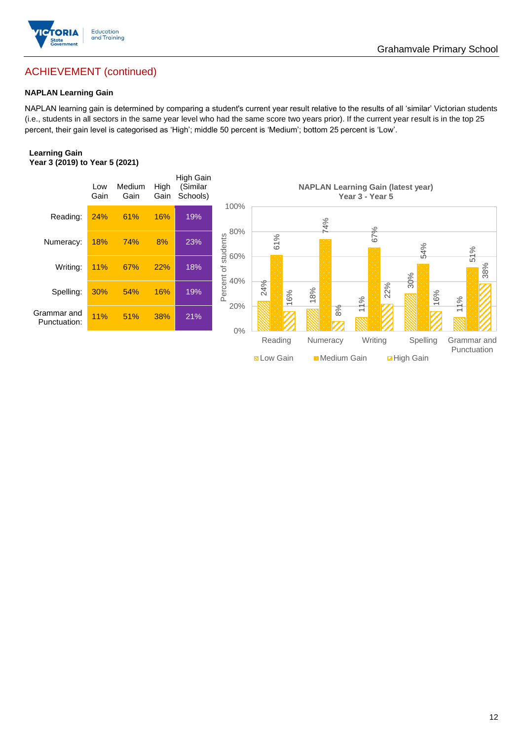## ACHIEVEMENT (continued)

**NAPLAN Learning Gain**

NAPLAN learning gain is determined by comparing a student's current year result relative to the results of all 'similar' Victorian students (i.e., students in all sectors in the same year level who had the same score two years prior). If the current year result is in the top 25 percent, their gain level is categorised as 'High'; middle 50 percent is 'Medium'; bottom 25 percent is 'Low'.

**Learning Gain**
**Year 3 (2019) to Year 5 (2021)**

| | Low Gain | Medium Gain | High Gain | High Gain (Similar Schools) |
|---|---|---|---|---|
| Reading: | 24% | 61% | 16% | 19% |
| Numeracy: | 18% | 74% | 8% | 23% |
| Writing: | 11% | 67% | 22% | 18% |
| Spelling: | 30% | 54% | 16% | 19% |
| Grammar and Punctuation: | 11% | 51% | 38% | 21% |

**NAPLAN Learning Gain (latest year)**
**Year 3 - Year 5**

| | Low Gain | Medium Gain | High Gain |
|---|---|---|---|
| Reading | 24% | 61% | 16% |
| Numeracy | 18% | 74% | 8% |
| Writing | 11% | 67% | 22% |
| Spelling | 30% | 54% | 16% |
| Grammar and Punctuation | 11% | 51% | 38% |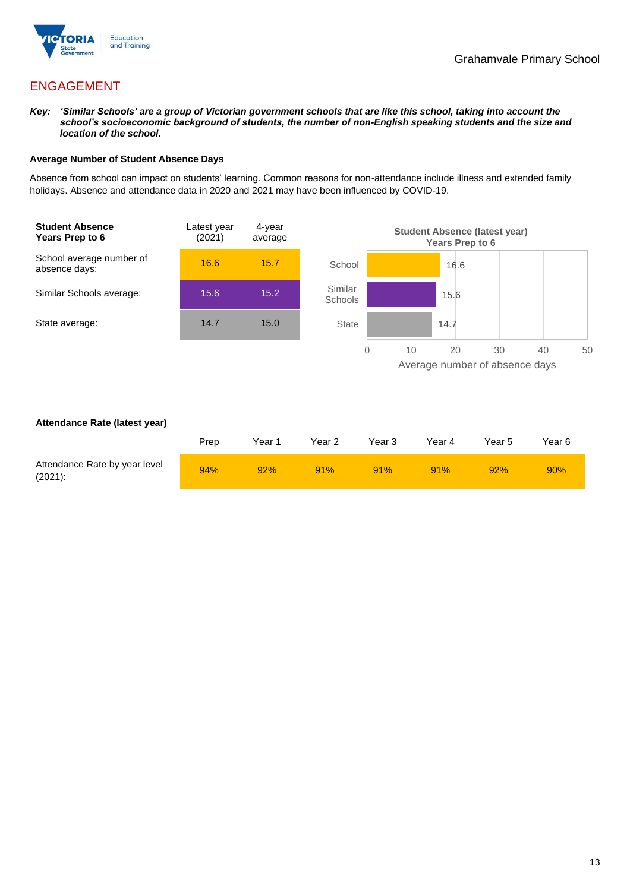## ENGAGEMENT

***Key:** 'Similar Schools' are a group of Victorian government schools that are like this school, taking into account the school's socioeconomic background of students, the number of non-English speaking students and the size and location of the school.*

### Average Number of Student Absence Days

Absence from school can impact on students' learning. Common reasons for non-attendance include illness and extended family holidays. Absence and attendance data in 2020 and 2021 may have been influenced by COVID-19.

| **Student Absence Years Prep to 6** | Latest year (2021) | 4-year average |
|---|---|---|
| School average number of absence days: | 16.6 | 15.7 |
| Similar Schools average: | 15.6 | 15.2 |
| State average: | 14.7 | 15.0 |

**Student Absence (latest year) Years Prep to 6**

| | Average number of absence days |
|---|---|
| School | 16.6 |
| Similar Schools | 15.6 |
| State | 14.7 |

### Attendance Rate (latest year)

| | Prep | Year 1 | Year 2 | Year 3 | Year 4 | Year 5 | Year 6 |
|---|---|---|---|---|---|---|---|
| Attendance Rate by year level (2021): | 94% | 92% | 91% | 91% | 91% | 92% | 90% |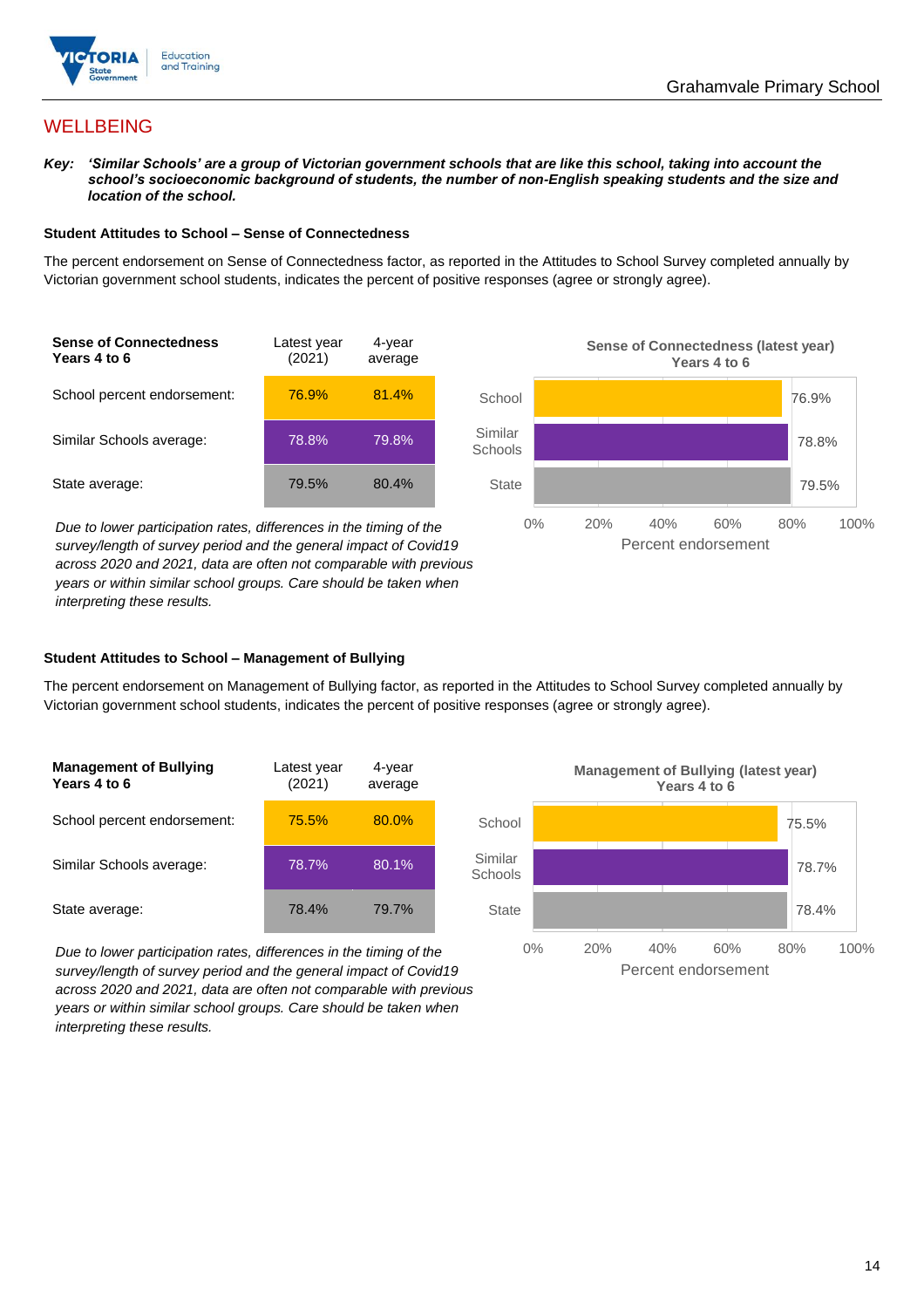## WELLBEING

***Key:*** ***'Similar Schools' are a group of Victorian government schools that are like this school, taking into account the school's socioeconomic background of students, the number of non-English speaking students and the size and location of the school.***

### Student Attitudes to School – Sense of Connectedness

The percent endorsement on Sense of Connectedness factor, as reported in the Attitudes to School Survey completed annually by Victorian government school students, indicates the percent of positive responses (agree or strongly agree).

| **Sense of Connectedness Years 4 to 6** | Latest year (2021) | 4-year average |
|---|---|---|
| School percent endorsement: | 76.9% | 81.4% |
| Similar Schools average: | 78.8% | 79.8% |
| State average: | 79.5% | 80.4% |

*Due to lower participation rates, differences in the timing of the survey/length of survey period and the general impact of Covid19 across 2020 and 2021, data are often not comparable with previous years or within similar school groups. Care should be taken when interpreting these results.*

**Sense of Connectedness (latest year) Years 4 to 6**

| | Percent endorsement |
|---|---|
| School | 76.9% |
| Similar Schools | 78.8% |
| State | 79.5% |

### Student Attitudes to School – Management of Bullying

The percent endorsement on Management of Bullying factor, as reported in the Attitudes to School Survey completed annually by Victorian government school students, indicates the percent of positive responses (agree or strongly agree).

| **Management of Bullying Years 4 to 6** | Latest year (2021) | 4-year average |
|---|---|---|
| School percent endorsement: | 75.5% | 80.0% |
| Similar Schools average: | 78.7% | 80.1% |
| State average: | 78.4% | 79.7% |

*Due to lower participation rates, differences in the timing of the survey/length of survey period and the general impact of Covid19 across 2020 and 2021, data are often not comparable with previous years or within similar school groups. Care should be taken when interpreting these results.*

**Management of Bullying (latest year) Years 4 to 6**

| | Percent endorsement |
|---|---|
| School | 75.5% |
| Similar Schools | 78.7% |
| State | 78.4% |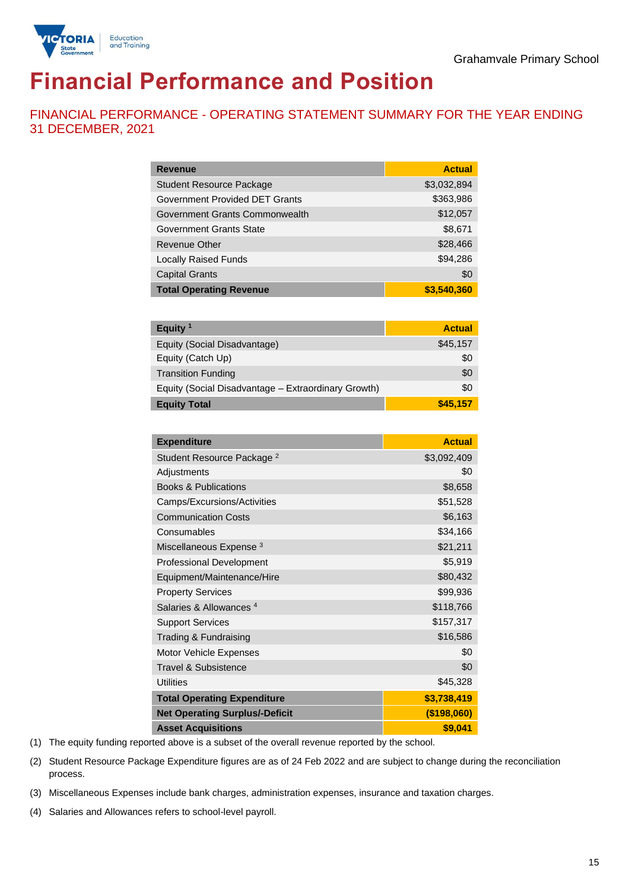Grahamvale Primary School

# Financial Performance and Position

## FINANCIAL PERFORMANCE - OPERATING STATEMENT SUMMARY FOR THE YEAR ENDING 31 DECEMBER, 2021

| Revenue | Actual |
|---|---|
| Student Resource Package | $3,032,894 |
| Government Provided DET Grants | $363,986 |
| Government Grants Commonwealth | $12,057 |
| Government Grants State | $8,671 |
| Revenue Other | $28,466 |
| Locally Raised Funds | $94,286 |
| Capital Grants | $0 |
| **Total Operating Revenue** | **$3,540,360** |

| Equity [1] | Actual |
|---|---|
| Equity (Social Disadvantage) | $45,157 |
| Equity (Catch Up) | $0 |
| Transition Funding | $0 |
| Equity (Social Disadvantage – Extraordinary Growth) | $0 |
| **Equity Total** | **$45,157** |

| Expenditure | Actual |
|---|---|
| Student Resource Package [2] | $3,092,409 |
| Adjustments | $0 |
| Books & Publications | $8,658 |
| Camps/Excursions/Activities | $51,528 |
| Communication Costs | $6,163 |
| Consumables | $34,166 |
| Miscellaneous Expense [3] | $21,211 |
| Professional Development | $5,919 |
| Equipment/Maintenance/Hire | $80,432 |
| Property Services | $99,936 |
| Salaries & Allowances [4] | $118,766 |
| Support Services | $157,317 |
| Trading & Fundraising | $16,586 |
| Motor Vehicle Expenses | $0 |
| Travel & Subsistence | $0 |
| Utilities | $45,328 |
| **Total Operating Expenditure** | **$3,738,419** |
| **Net Operating Surplus/-Deficit** | **($198,060)** |
| **Asset Acquisitions** | **$9,041** |

(1) The equity funding reported above is a subset of the overall revenue reported by the school.

(2) Student Resource Package Expenditure figures are as of 24 Feb 2022 and are subject to change during the reconciliation process.

(3) Miscellaneous Expenses include bank charges, administration expenses, insurance and taxation charges.

(4) Salaries and Allowances refers to school-level payroll.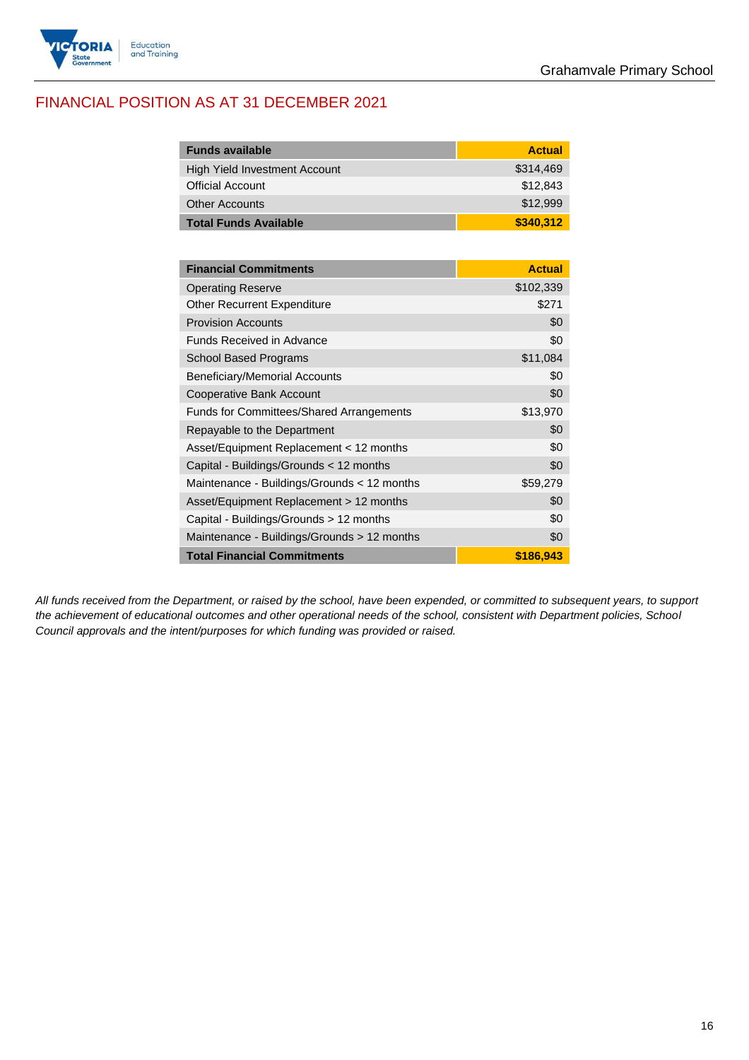# FINANCIAL POSITION AS AT 31 DECEMBER 2021

| **Funds available** | **Actual** |
|---|---|
| High Yield Investment Account | $314,469 |
| Official Account | $12,843 |
| Other Accounts | $12,999 |
| **Total Funds Available** | **$340,312** |

| **Financial Commitments** | **Actual** |
|---|---|
| Operating Reserve | $102,339 |
| Other Recurrent Expenditure | $271 |
| Provision Accounts | $0 |
| Funds Received in Advance | $0 |
| School Based Programs | $11,084 |
| Beneficiary/Memorial Accounts | $0 |
| Cooperative Bank Account | $0 |
| Funds for Committees/Shared Arrangements | $13,970 |
| Repayable to the Department | $0 |
| Asset/Equipment Replacement < 12 months | $0 |
| Capital - Buildings/Grounds < 12 months | $0 |
| Maintenance - Buildings/Grounds < 12 months | $59,279 |
| Asset/Equipment Replacement > 12 months | $0 |
| Capital - Buildings/Grounds > 12 months | $0 |
| Maintenance - Buildings/Grounds > 12 months | $0 |
| **Total Financial Commitments** | **$186,943** |

*All funds received from the Department, or raised by the school, have been expended, or committed to subsequent years, to support the achievement of educational outcomes and other operational needs of the school, consistent with Department policies, School Council approvals and the intent/purposes for which funding was provided or raised.*